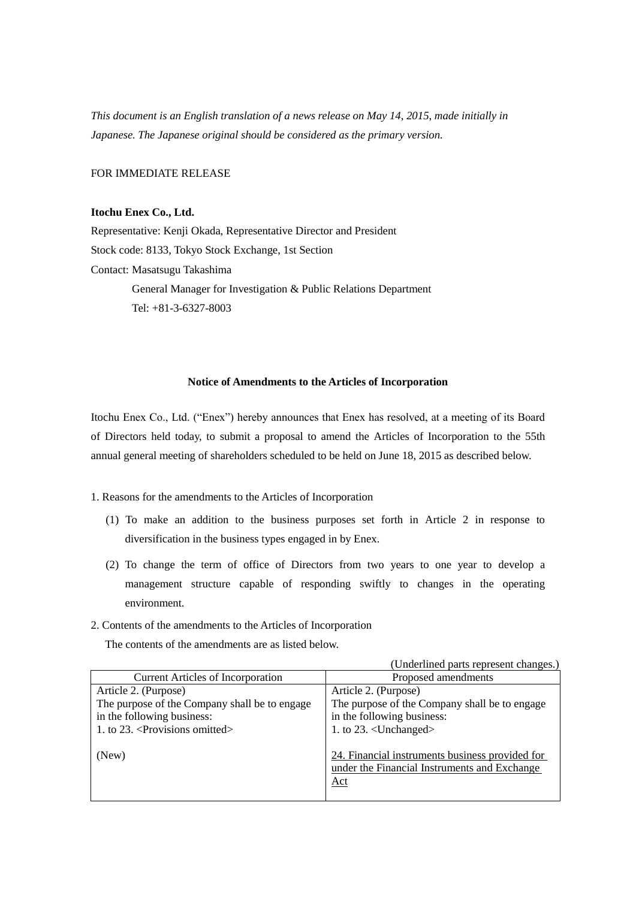*This document is an English translation of a news release on May 14, 2015, made initially in Japanese. The Japanese original should be considered as the primary version.*

FOR IMMEDIATE RELEASE

**Itochu Enex Co., Ltd.**

Representative: Kenji Okada, Representative Director and President

Stock code: 8133, Tokyo Stock Exchange, 1st Section

Contact: Masatsugu Takashima

General Manager for Investigation & Public Relations Department

Tel: +81-3-6327-8003

**Notice of Amendments to the Articles of Incorporation**

Itochu Enex Co., Ltd. ("Enex") hereby announces that Enex has resolved, at a meeting of its Board of Directors held today, to submit a proposal to amend the Articles of Incorporation to the 55th annual general meeting of shareholders scheduled to be held on June 18, 2015 as described below.

1. Reasons for the amendments to the Articles of Incorporation

   (1) To make an addition to the business purposes set forth in Article 2 in response to diversification in the business types engaged in by Enex.

   (2) To change the term of office of Directors from two years to one year to develop a management structure capable of responding swiftly to changes in the operating environment.

2. Contents of the amendments to the Articles of Incorporation

   The contents of the amendments are as listed below.

(Underlined parts represent changes.)

| Current Articles of Incorporation | Proposed amendments |
|---|---|
| Article 2. (Purpose)<br>The purpose of the Company shall be to engage in the following business:<br>1. to 23. <Provisions omitted><br><br>(New) | Article 2. (Purpose)<br>The purpose of the Company shall be to engage in the following business:<br>1. to 23. <Unchanged><br><br><u>24. Financial instruments business provided for under the Financial Instruments and Exchange Act</u> |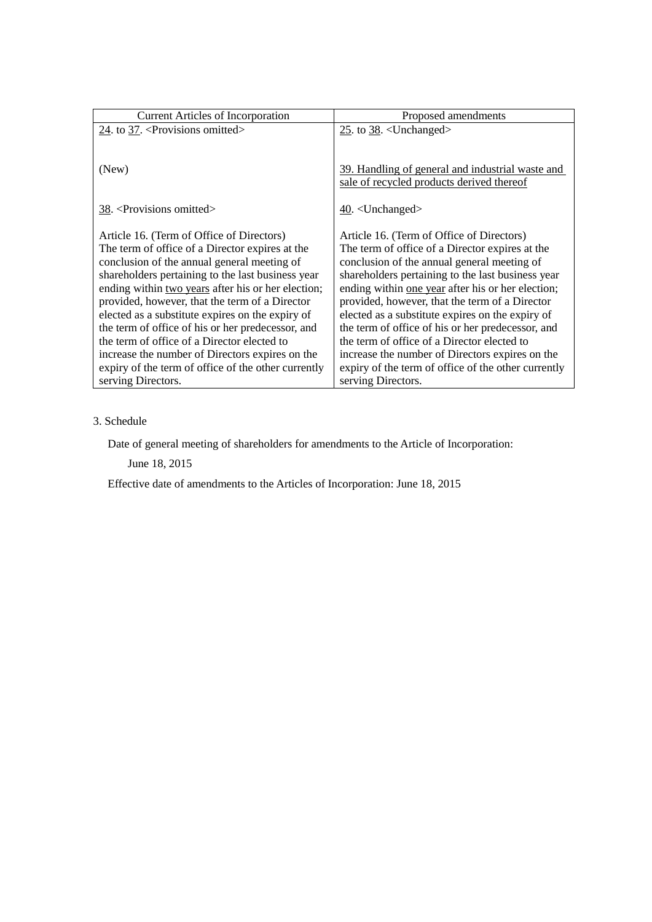| Current Articles of Incorporation | Proposed amendments |
| --- | --- |
| 24. to 37. <Provisions omitted> | 25. to 38. <Unchanged> |
| (New) | 39. Handling of general and industrial waste and sale of recycled products derived thereof |
| 38. <Provisions omitted> | 40. <Unchanged> |
| Article 16. (Term of Office of Directors) The term of office of a Director expires at the conclusion of the annual general meeting of shareholders pertaining to the last business year ending within two years after his or her election; provided, however, that the term of a Director elected as a substitute expires on the expiry of the term of office of his or her predecessor, and the term of office of a Director elected to increase the number of Directors expires on the expiry of the term of office of the other currently serving Directors. | Article 16. (Term of Office of Directors) The term of office of a Director expires at the conclusion of the annual general meeting of shareholders pertaining to the last business year ending within one year after his or her election; provided, however, that the term of a Director elected as a substitute expires on the expiry of the term of office of his or her predecessor, and the term of office of a Director elected to increase the number of Directors expires on the expiry of the term of office of the other currently serving Directors. |

3. Schedule

Date of general meeting of shareholders for amendments to the Article of Incorporation:

June 18, 2015

Effective date of amendments to the Articles of Incorporation: June 18, 2015